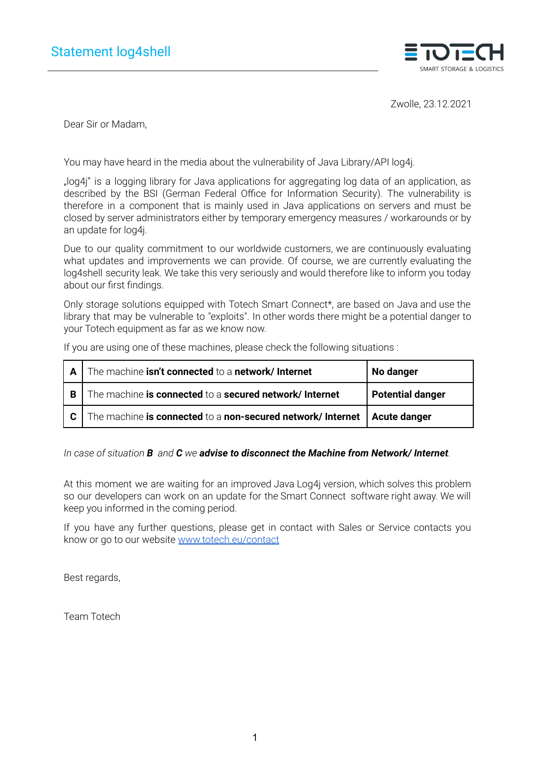# Statement log4shell

ETOTECH
SMART STORAGE & LOGISTICS

Zwolle, 23.12.2021

Dear Sir or Madam,

You may have heard in the media about the vulnerability of Java Library/API log4j.

„log4j" is a logging library for Java applications for aggregating log data of an application, as described by the BSI (German Federal Office for Information Security). The vulnerability is therefore in a component that is mainly used in Java applications on servers and must be closed by server administrators either by temporary emergency measures / workarounds or by an update for log4j.

Due to our quality commitment to our worldwide customers, we are continuously evaluating what updates and improvements we can provide. Of course, we are currently evaluating the log4shell security leak. We take this very seriously and would therefore like to inform you today about our first findings.

Only storage solutions equipped with Totech Smart Connect*, are based on Java and use the library that may be vulnerable to "exploits". In other words there might be a potential danger to your Totech equipment as far as we know now.

If you are using one of these machines, please check the following situations :

| | | |
|---|---|---|
| **A** | The machine **isn't connected** to a **network/ Internet** | **No danger** |
| **B** | The machine **is connected** to a **secured network/ Internet** | **Potential danger** |
| **C** | The machine **is connected** to a **non-secured network/ Internet** | **Acute danger** |

*In case of situation **B** and **C** we **advise to disconnect the Machine from Network/ Internet**.*

At this moment we are waiting for an improved Java Log4j version, which solves this problem so our developers can work on an update for the Smart Connect software right away. We will keep you informed in the coming period.

If you have any further questions, please get in contact with Sales or Service contacts you know or go to our website [www.totech.eu/contact](www.totech.eu/contact)

Best regards,

Team Totech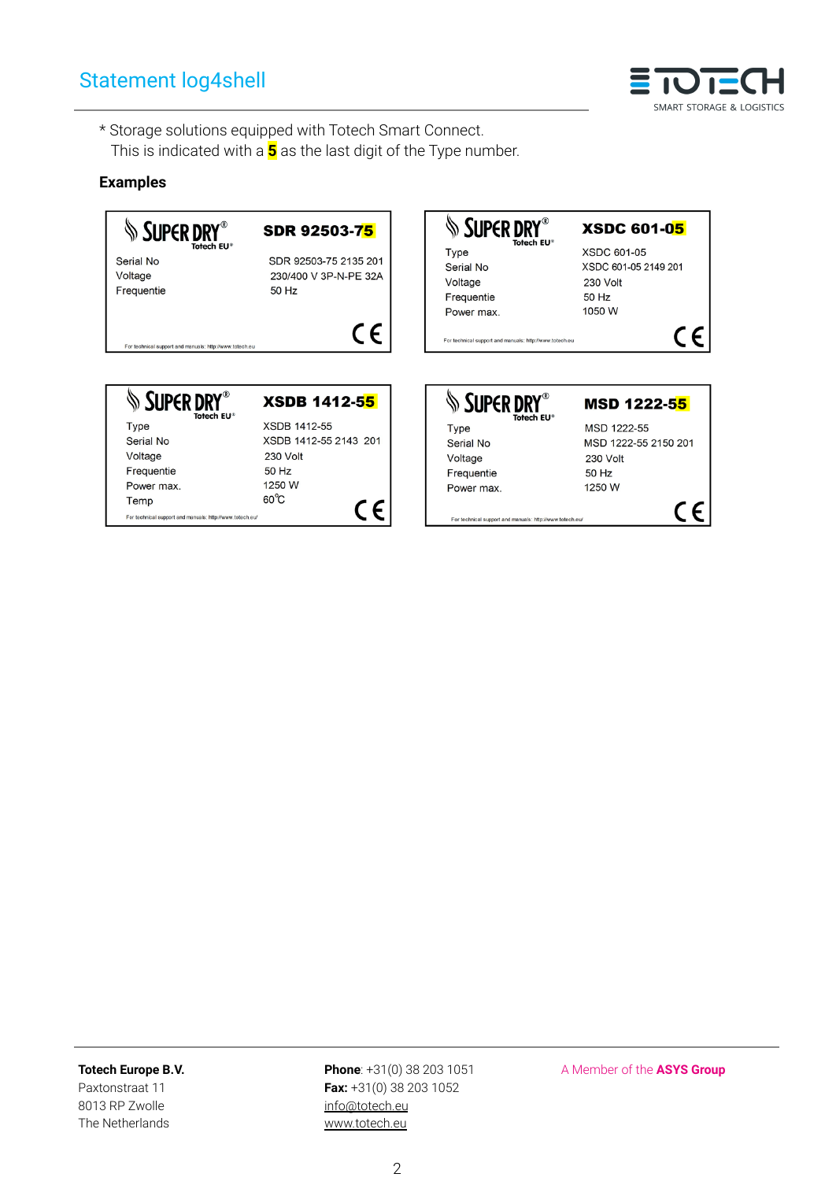## Statement log4shell

\* Storage solutions equipped with Totech Smart Connect.
This is indicated with a **5** as the last digit of the Type number.

**Examples**

SUPER DRY® Totech EU®
**SDR 92503-75**

| | |
|---|---|
| Serial No | SDR 92503-75 2135 201 |
| Voltage | 230/400 V 3P-N-PE 32A |
| Frequentie | 50 Hz |

For technical support and manuals: http://www.totech.eu

CE

SUPER DRY® Totech EU®
**XSDC 601-05**

| | |
|---|---|
| Type | XSDC 601-05 |
| Serial No | XSDC 601-05 2149 201 |
| Voltage | 230 Volt |
| Frequentie | 50 Hz |
| Power max. | 1050 W |

For technical support and manuals: http://www.totech.eu

CE

SUPER DRY® Totech EU®
**XSDB 1412-55**

| | |
|---|---|
| Type | XSDB 1412-55 |
| Serial No | XSDB 1412-55 2143 201 |
| Voltage | 230 Volt |
| Frequentie | 50 Hz |
| Power max. | 1250 W |
| Temp | 60℃ |

For technical support and manuals: http://www.totech.eu/

CE

SUPER DRY® Totech EU®
**MSD 1222-55**

| | |
|---|---|
| Type | MSD 1222-55 |
| Serial No | MSD 1222-55 2150 201 |
| Voltage | 230 Volt |
| Frequentie | 50 Hz |
| Power max. | 1250 W |

For technical support and manuals: http://www.totech.eu/

CE

**Totech Europe B.V.**
Paxtonstraat 11
8013 RP Zwolle
The Netherlands

**Phone**: +31(0) 38 203 1051
**Fax:** +31(0) 38 203 1052
info@totech.eu
www.totech.eu

A Member of the **ASYS Group**